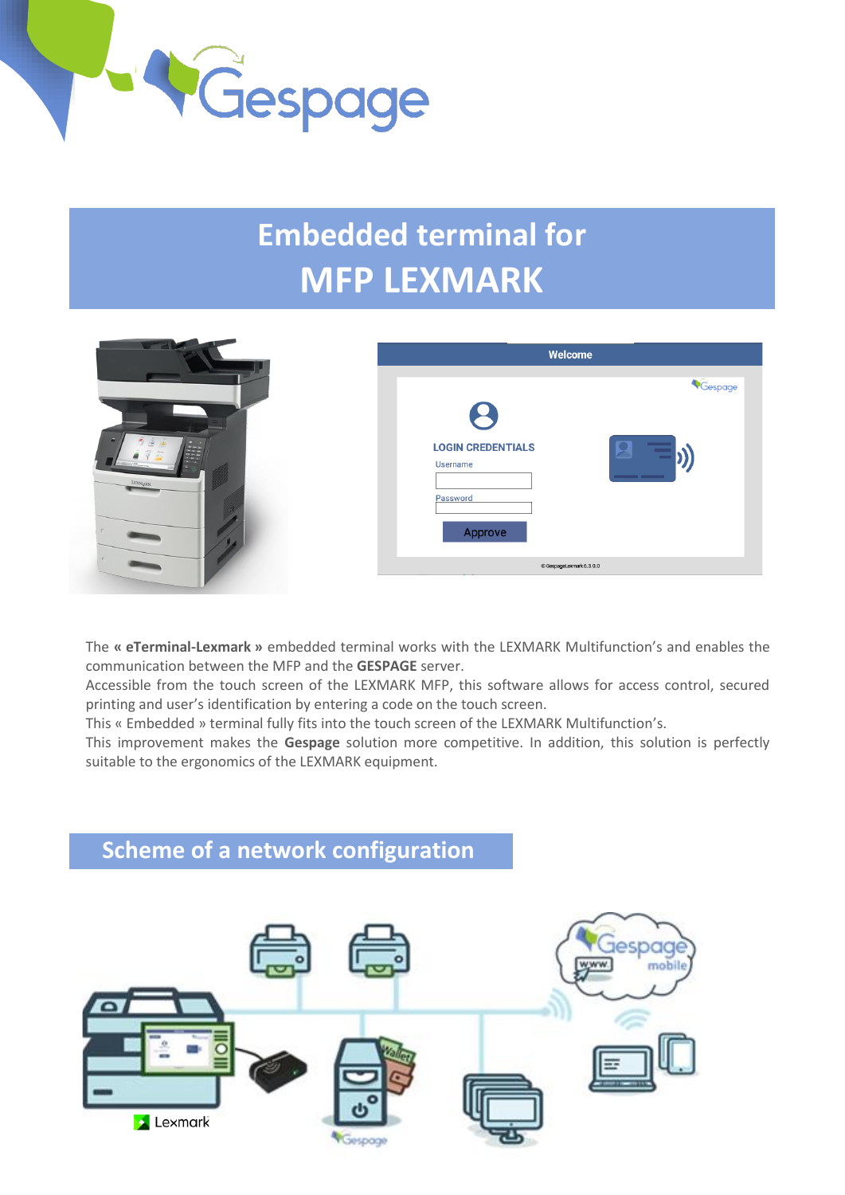# Embedded terminal for MFP LEXMARK

The **« eTerminal-Lexmark »** embedded terminal works with the LEXMARK Multifunction's and enables the communication between the MFP and the **GESPAGE** server.

Accessible from the touch screen of the LEXMARK MFP, this software allows for access control, secured printing and user's identification by entering a code on the touch screen.

This « Embedded » terminal fully fits into the touch screen of the LEXMARK Multifunction's.

This improvement makes the **Gespage** solution more competitive. In addition, this solution is perfectly suitable to the ergonomics of the LEXMARK equipment.

## Scheme of a network configuration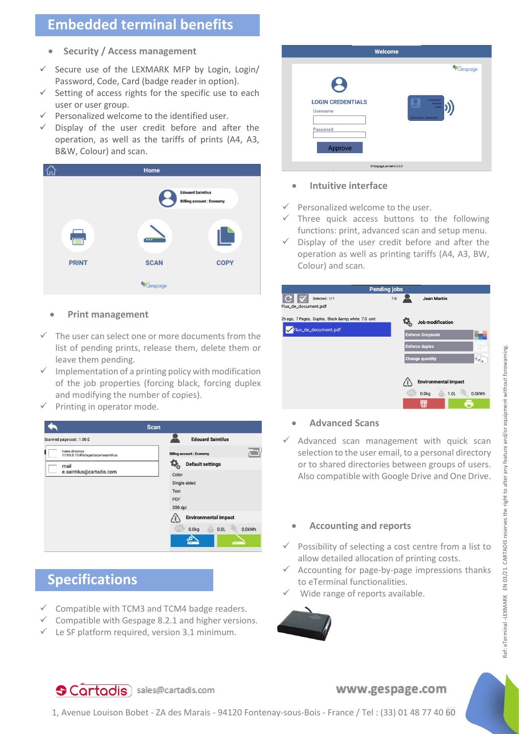## Embedded terminal benefits

- **Security / Access management**

- ✓ Secure use of the LEXMARK MFP by Login, Login/ Password, Code, Card (badge reader in option).
- ✓ Setting of access rights for the specific use to each user or user group.
- ✓ Personalized welcome to the identified user.
- ✓ Display of the user credit before and after the operation, as well as the tariffs of prints (A4, A3, B&W, Colour) and scan.

- **Print management**

- ✓ The user can select one or more documents from the list of pending prints, release them, delete them or leave them pending.
- ✓ Implementation of a printing policy with modification of the job properties (forcing black, forcing duplex and modifying the number of copies).
- ✓ Printing in operator mode.

- **Intuitive interface**

- ✓ Personalized welcome to the user.
- ✓ Three quick access buttons to the following functions: print, advanced scan and setup menu.
- ✓ Display of the user credit before and after the operation as well as printing tariffs (A4, A3, BW, Colour) and scan.

- **Advanced Scans**

- ✓ Advanced scan management with quick scan selection to the user email, to a personal directory or to shared directories between groups of users. Also compatible with Google Drive and One Drive.

- **Accounting and reports**

- ✓ Possibility of selecting a cost centre from a list to allow detailed allocation of printing costs.
- ✓ Accounting for page-by-page impressions thanks to eTerminal functionalities.
- ✓ Wide range of reports available.

## Specifications

- ✓ Compatible with TCM3 and TCM4 badge readers.
- ✓ Compatible with Gespage 8.2.1 and higher versions.
- ✓ Le SF platform required, version 3.1 minimum.

Ref: eTerminal -LEXMARK EN 03/21. CARTADIS reserves the right to alter any feature and/or equipment without forewarning.

Cartadis sales@cartadis.com www.gespage.com

1, Avenue Louison Bobet - ZA des Marais - 94120 Fontenay-sous-Bois - France / Tel : (33) 01 48 77 40 60